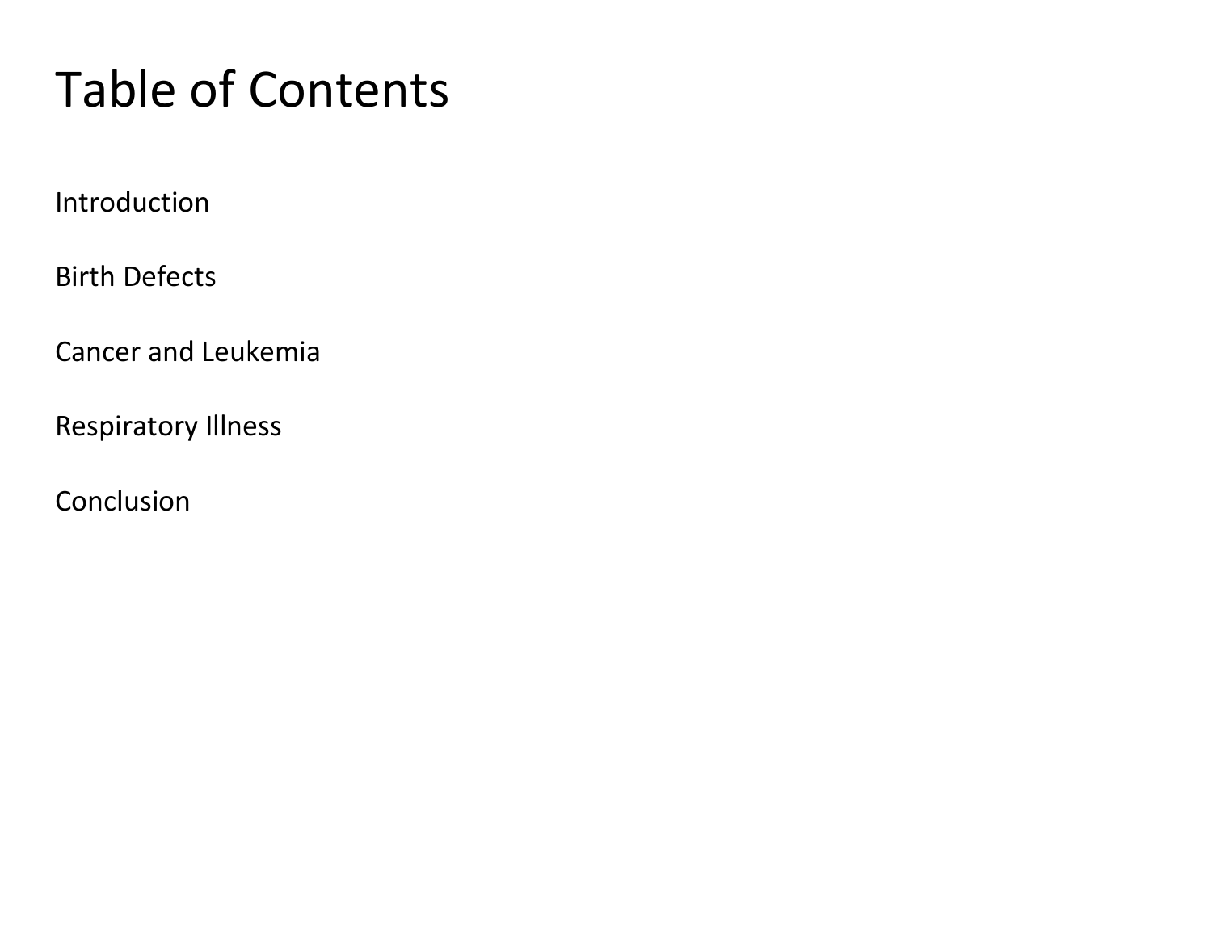# Table of Contents

---

Introduction

Birth Defects

Cancer and Leukemia

Respiratory Illness

Conclusion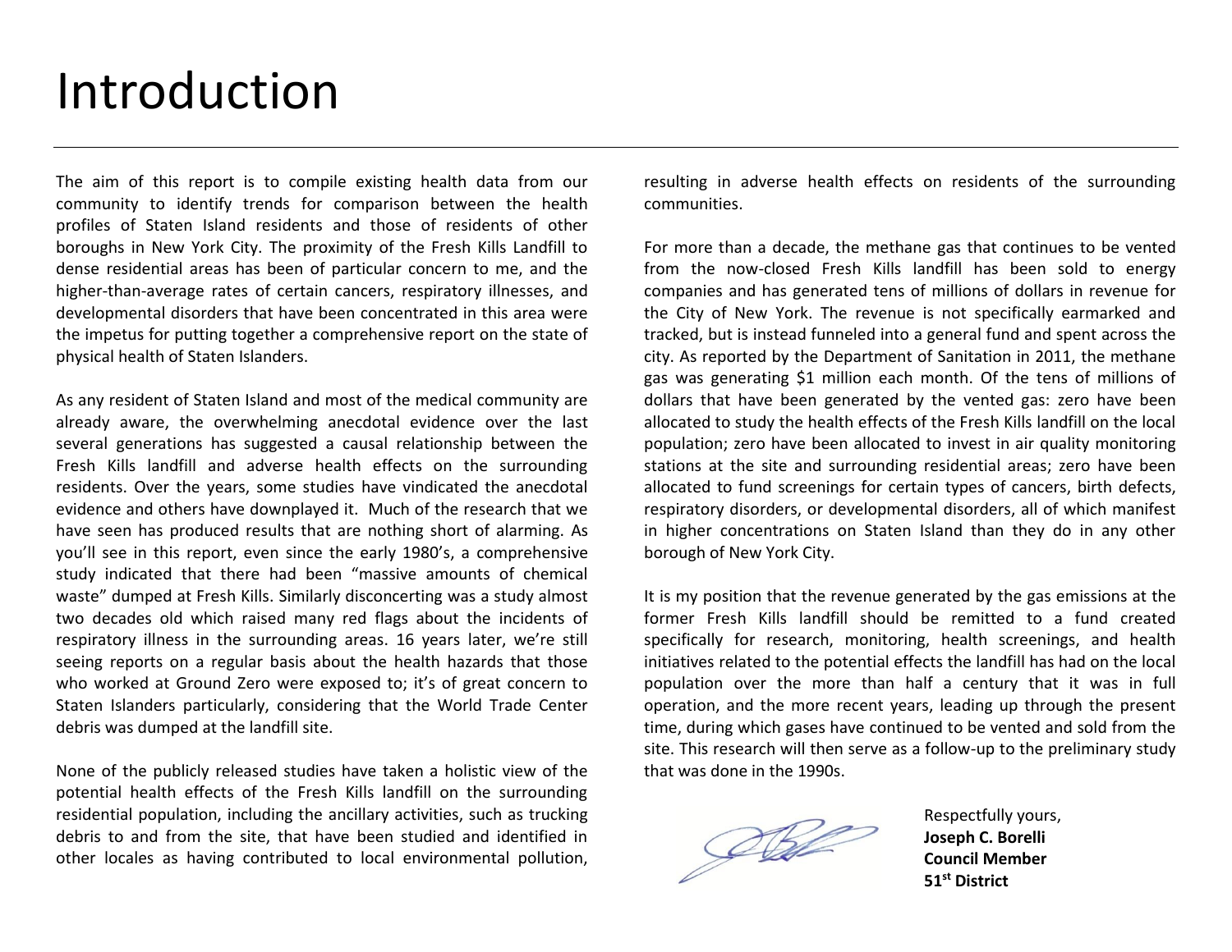# Introduction

The aim of this report is to compile existing health data from our community to identify trends for comparison between the health profiles of Staten Island residents and those of residents of other boroughs in New York City. The proximity of the Fresh Kills Landfill to dense residential areas has been of particular concern to me, and the higher-than-average rates of certain cancers, respiratory illnesses, and developmental disorders that have been concentrated in this area were the impetus for putting together a comprehensive report on the state of physical health of Staten Islanders.

As any resident of Staten Island and most of the medical community are already aware, the overwhelming anecdotal evidence over the last several generations has suggested a causal relationship between the Fresh Kills landfill and adverse health effects on the surrounding residents. Over the years, some studies have vindicated the anecdotal evidence and others have downplayed it. Much of the research that we have seen has produced results that are nothing short of alarming. As you'll see in this report, even since the early 1980's, a comprehensive study indicated that there had been "massive amounts of chemical waste" dumped at Fresh Kills. Similarly disconcerting was a study almost two decades old which raised many red flags about the incidents of respiratory illness in the surrounding areas. 16 years later, we're still seeing reports on a regular basis about the health hazards that those who worked at Ground Zero were exposed to; it's of great concern to Staten Islanders particularly, considering that the World Trade Center debris was dumped at the landfill site.

None of the publicly released studies have taken a holistic view of the potential health effects of the Fresh Kills landfill on the surrounding residential population, including the ancillary activities, such as trucking debris to and from the site, that have been studied and identified in other locales as having contributed to local environmental pollution, resulting in adverse health effects on residents of the surrounding communities.

For more than a decade, the methane gas that continues to be vented from the now-closed Fresh Kills landfill has been sold to energy companies and has generated tens of millions of dollars in revenue for the City of New York. The revenue is not specifically earmarked and tracked, but is instead funneled into a general fund and spent across the city. As reported by the Department of Sanitation in 2011, the methane gas was generating $1 million each month. Of the tens of millions of dollars that have been generated by the vented gas: zero have been allocated to study the health effects of the Fresh Kills landfill on the local population; zero have been allocated to invest in air quality monitoring stations at the site and surrounding residential areas; zero have been allocated to fund screenings for certain types of cancers, birth defects, respiratory disorders, or developmental disorders, all of which manifest in higher concentrations on Staten Island than they do in any other borough of New York City.

It is my position that the revenue generated by the gas emissions at the former Fresh Kills landfill should be remitted to a fund created specifically for research, monitoring, health screenings, and health initiatives related to the potential effects the landfill has had on the local population over the more than half a century that it was in full operation, and the more recent years, leading up through the present time, during which gases have continued to be vented and sold from the site. This research will then serve as a follow-up to the preliminary study that was done in the 1990s.

Respectfully yours,
**Joseph C. Borelli**
**Council Member**
**51st District**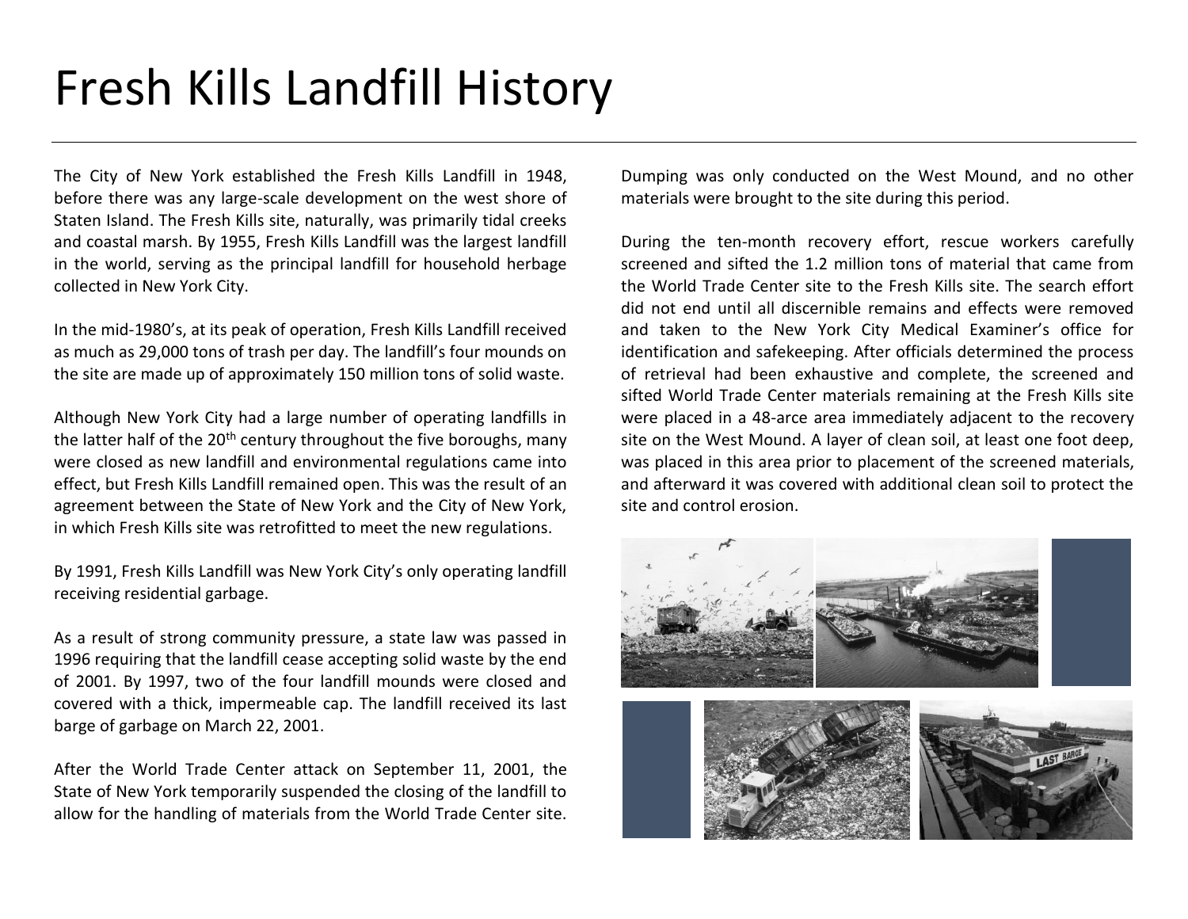# Fresh Kills Landfill History

The City of New York established the Fresh Kills Landfill in 1948, before there was any large-scale development on the west shore of Staten Island. The Fresh Kills site, naturally, was primarily tidal creeks and coastal marsh. By 1955, Fresh Kills Landfill was the largest landfill in the world, serving as the principal landfill for household herbage collected in New York City.

In the mid-1980's, at its peak of operation, Fresh Kills Landfill received as much as 29,000 tons of trash per day. The landfill's four mounds on the site are made up of approximately 150 million tons of solid waste.

Although New York City had a large number of operating landfills in the latter half of the 20th century throughout the five boroughs, many were closed as new landfill and environmental regulations came into effect, but Fresh Kills Landfill remained open. This was the result of an agreement between the State of New York and the City of New York, in which Fresh Kills site was retrofitted to meet the new regulations.

By 1991, Fresh Kills Landfill was New York City's only operating landfill receiving residential garbage.

As a result of strong community pressure, a state law was passed in 1996 requiring that the landfill cease accepting solid waste by the end of 2001. By 1997, two of the four landfill mounds were closed and covered with a thick, impermeable cap. The landfill received its last barge of garbage on March 22, 2001.

After the World Trade Center attack on September 11, 2001, the State of New York temporarily suspended the closing of the landfill to allow for the handling of materials from the World Trade Center site. Dumping was only conducted on the West Mound, and no other materials were brought to the site during this period.

During the ten-month recovery effort, rescue workers carefully screened and sifted the 1.2 million tons of material that came from the World Trade Center site to the Fresh Kills site. The search effort did not end until all discernible remains and effects were removed and taken to the New York City Medical Examiner's office for identification and safekeeping. After officials determined the process of retrieval had been exhaustive and complete, the screened and sifted World Trade Center materials remaining at the Fresh Kills site were placed in a 48-arce area immediately adjacent to the recovery site on the West Mound. A layer of clean soil, at least one foot deep, was placed in this area prior to placement of the screened materials, and afterward it was covered with additional clean soil to protect the site and control erosion.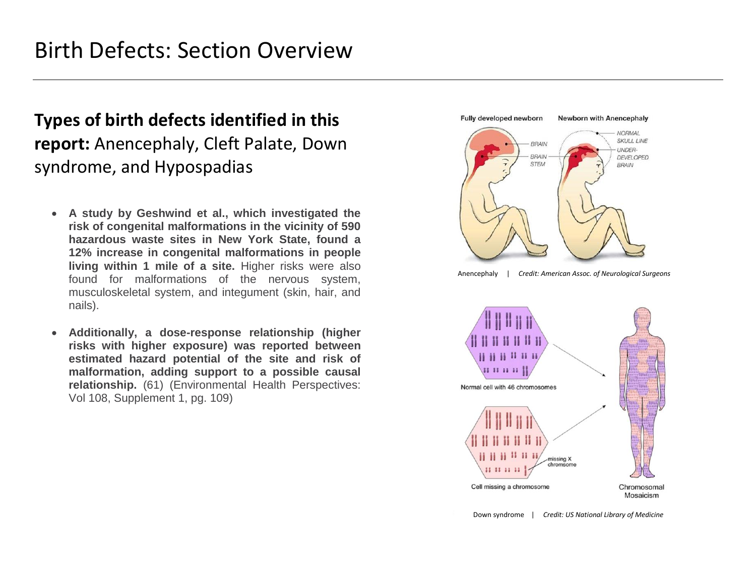# Birth Defects: Section Overview

**Types of birth defects identified in this report:** Anencephaly, Cleft Palate, Down syndrome, and Hypospadias

- **A study by Geshwind et al., which investigated the risk of congenital malformations in the vicinity of 590 hazardous waste sites in New York State, found a 12% increase in congenital malformations in people living within 1 mile of a site.** Higher risks were also found for malformations of the nervous system, musculoskeletal system, and integument (skin, hair, and nails).

- **Additionally, a dose-response relationship (higher risks with higher exposure) was reported between estimated hazard potential of the site and risk of malformation, adding support to a possible causal relationship.** (61) (Environmental Health Perspectives: Vol 108, Supplement 1, pg. 109)

Anencephaly | *Credit: American Assoc. of Neurological Surgeons*

Down syndrome | *Credit: US National Library of Medicine*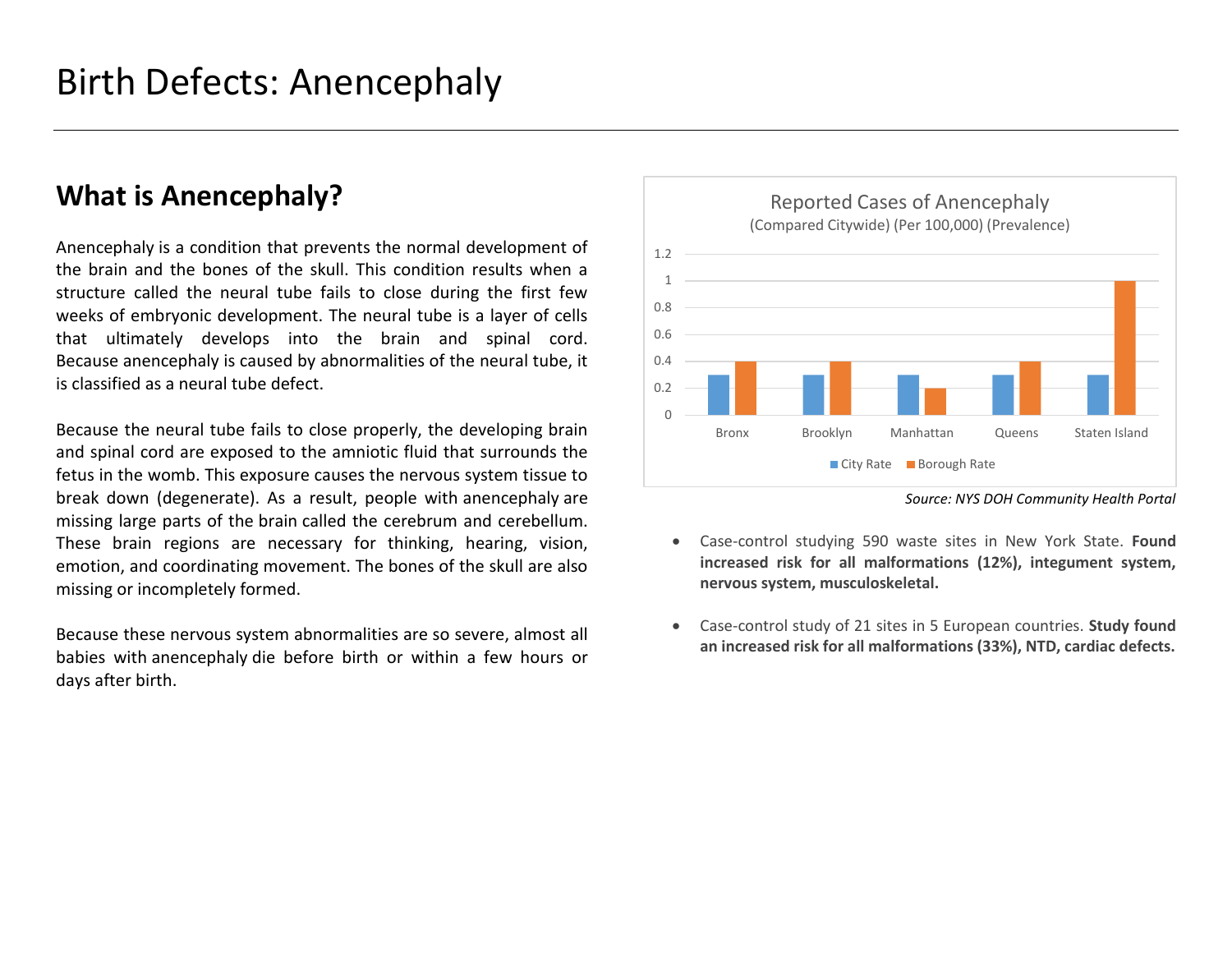# Birth Defects: Anencephaly

## What is Anencephaly?

Anencephaly is a condition that prevents the normal development of the brain and the bones of the skull. This condition results when a structure called the neural tube fails to close during the first few weeks of embryonic development. The neural tube is a layer of cells that ultimately develops into the brain and spinal cord. Because anencephaly is caused by abnormalities of the neural tube, it is classified as a neural tube defect.

Because the neural tube fails to close properly, the developing brain and spinal cord are exposed to the amniotic fluid that surrounds the fetus in the womb. This exposure causes the nervous system tissue to break down (degenerate). As a result, people with anencephaly are missing large parts of the brain called the cerebrum and cerebellum. These brain regions are necessary for thinking, hearing, vision, emotion, and coordinating movement. The bones of the skull are also missing or incompletely formed.

Because these nervous system abnormalities are so severe, almost all babies with anencephaly die before birth or within a few hours or days after birth.

Reported Cases of Anencephaly
(Compared Citywide) (Per 100,000) (Prevalence)

| | City Rate | Borough Rate |
|---|---|---|
| Bronx | 0.3 | 0.4 |
| Brooklyn | 0.3 | 0.4 |
| Manhattan | 0.3 | 0.2 |
| Queens | 0.3 | 0.4 |
| Staten Island | 0.3 | 1 |

*Source: NYS DOH Community Health Portal*

- Case-control studying 590 waste sites in New York State. **Found increased risk for all malformations (12%), integument system, nervous system, musculoskeletal.**
- Case-control study of 21 sites in 5 European countries. **Study found an increased risk for all malformations (33%), NTD, cardiac defects.**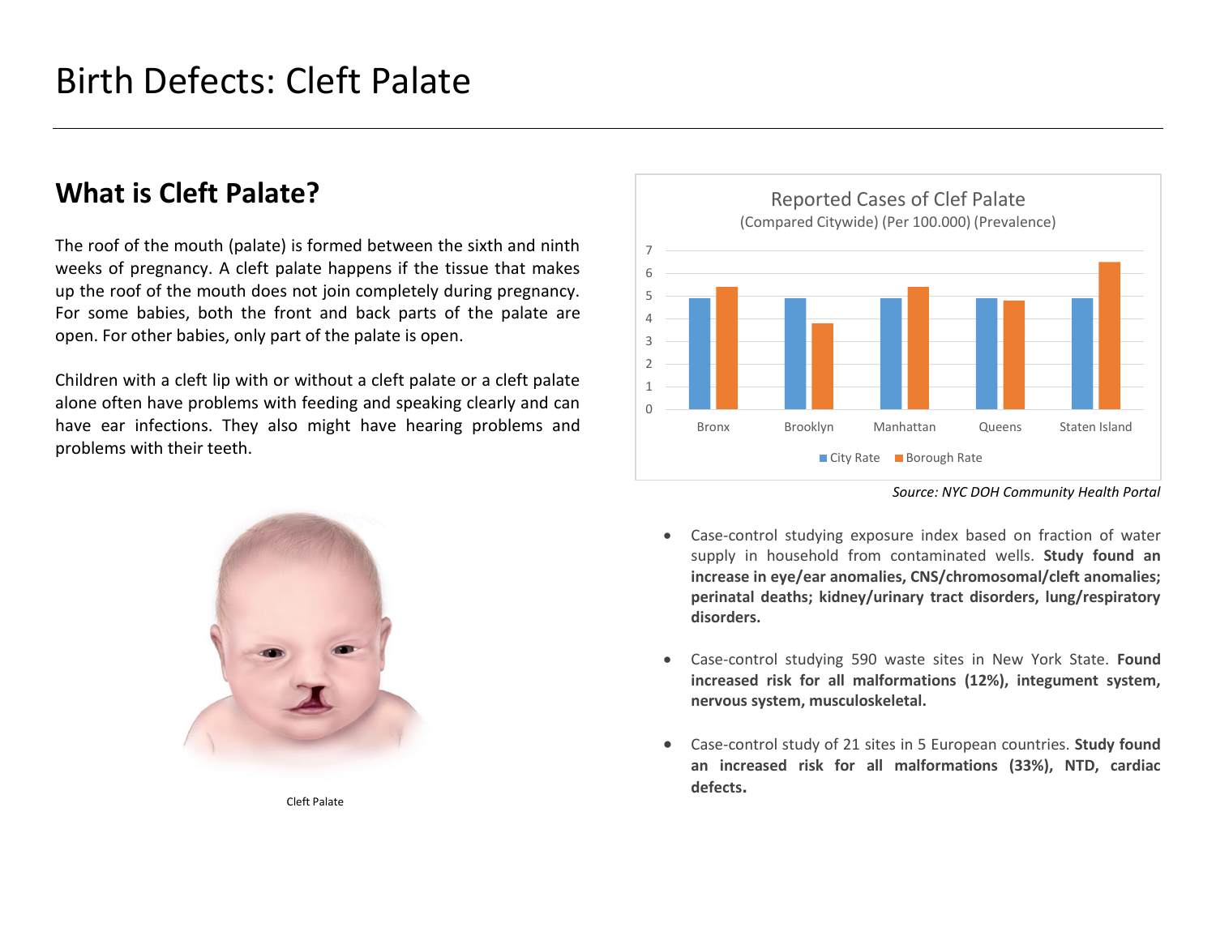# Birth Defects: Cleft Palate

## What is Cleft Palate?

The roof of the mouth (palate) is formed between the sixth and ninth weeks of pregnancy. A cleft palate happens if the tissue that makes up the roof of the mouth does not join completely during pregnancy. For some babies, both the front and back parts of the palate are open. For other babies, only part of the palate is open.

Children with a cleft lip with or without a cleft palate or a cleft palate alone often have problems with feeding and speaking clearly and can have ear infections. They also might have hearing problems and problems with their teeth.

Cleft Palate

Reported Cases of Clef Palate
(Compared Citywide) (Per 100.000) (Prevalence)

| | City Rate | Borough Rate |
|---|---|---|
| Bronx | 4.9 | 5.4 |
| Brooklyn | 4.9 | 3.8 |
| Manhattan | 4.9 | 5.4 |
| Queens | 4.9 | 4.8 |
| Staten Island | 4.9 | 6.5 |

*Source: NYC DOH Community Health Portal*

- Case-control studying exposure index based on fraction of water supply in household from contaminated wells. **Study found an increase in eye/ear anomalies, CNS/chromosomal/cleft anomalies; perinatal deaths; kidney/urinary tract disorders, lung/respiratory disorders.**
- Case-control studying 590 waste sites in New York State. **Found increased risk for all malformations (12%), integument system, nervous system, musculoskeletal.**
- Case-control study of 21 sites in 5 European countries. **Study found an increased risk for all malformations (33%), NTD, cardiac defects.**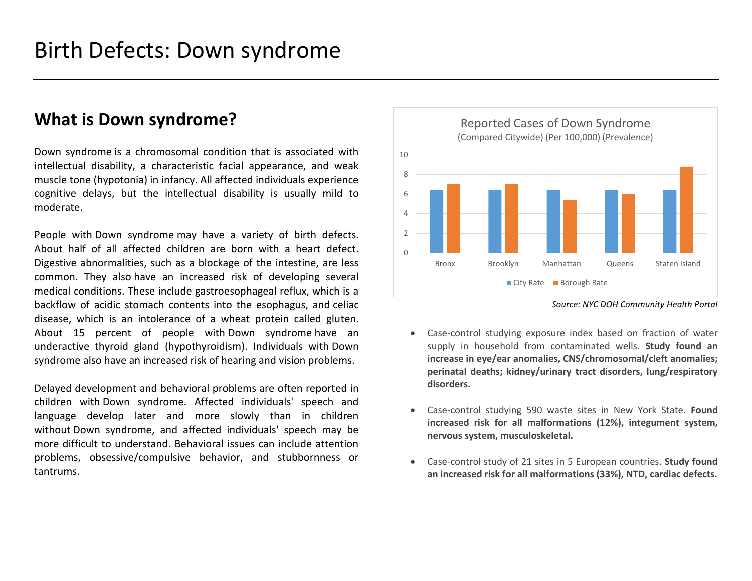# Birth Defects: Down syndrome

## What is Down syndrome?

Down syndrome is a chromosomal condition that is associated with intellectual disability, a characteristic facial appearance, and weak muscle tone (hypotonia) in infancy. All affected individuals experience cognitive delays, but the intellectual disability is usually mild to moderate.

People with Down syndrome may have a variety of birth defects. About half of all affected children are born with a heart defect. Digestive abnormalities, such as a blockage of the intestine, are less common. They also have an increased risk of developing several medical conditions. These include gastroesophageal reflux, which is a backflow of acidic stomach contents into the esophagus, and celiac disease, which is an intolerance of a wheat protein called gluten. About 15 percent of people with Down syndrome have an underactive thyroid gland (hypothyroidism). Individuals with Down syndrome also have an increased risk of hearing and vision problems.

Delayed development and behavioral problems are often reported in children with Down syndrome. Affected individuals' speech and language develop later and more slowly than in children without Down syndrome, and affected individuals' speech may be more difficult to understand. Behavioral issues can include attention problems, obsessive/compulsive behavior, and stubbornness or tantrums.

**Reported Cases of Down Syndrome**
(Compared Citywide) (Per 100,000) (Prevalence)

| | City Rate | Borough Rate |
|---|---|---|
| Bronx | 6.4 | 7.0 |
| Brooklyn | 6.4 | 7.0 |
| Manhattan | 6.4 | 5.4 |
| Queens | 6.4 | 6.0 |
| Staten Island | 6.4 | 8.8 |

*Source: NYC DOH Community Health Portal*

- Case-control studying exposure index based on fraction of water supply in household from contaminated wells. **Study found an increase in eye/ear anomalies, CNS/chromosomal/cleft anomalies; perinatal deaths; kidney/urinary tract disorders, lung/respiratory disorders.**
- Case-control studying 590 waste sites in New York State. **Found increased risk for all malformations (12%), integument system, nervous system, musculoskeletal.**
- Case-control study of 21 sites in 5 European countries. **Study found an increased risk for all malformations (33%), NTD, cardiac defects.**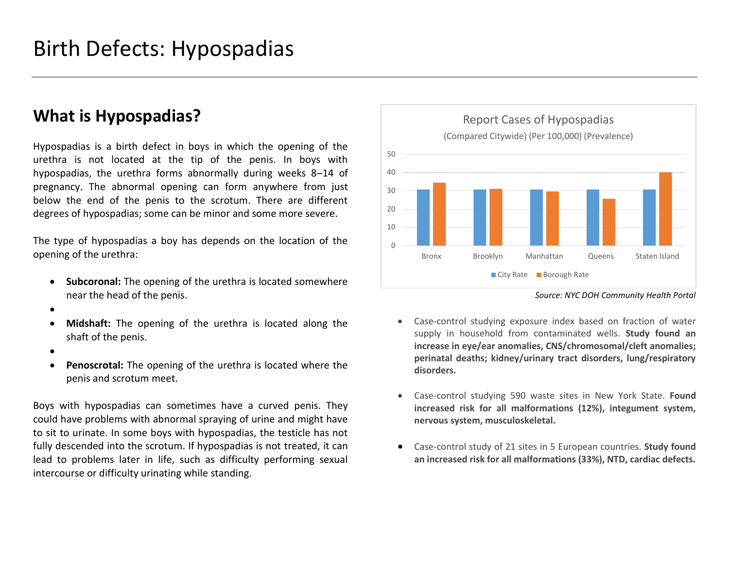# Birth Defects: Hypospadias

## What is Hypospadias?

Hypospadias is a birth defect in boys in which the opening of the urethra is not located at the tip of the penis. In boys with hypospadias, the urethra forms abnormally during weeks 8–14 of pregnancy. The abnormal opening can form anywhere from just below the end of the penis to the scrotum. There are different degrees of hypospadias; some can be minor and some more severe.

The type of hypospadias a boy has depends on the location of the opening of the urethra:

- **Subcoronal:** The opening of the urethra is located somewhere near the head of the penis.
- **Midshaft:** The opening of the urethra is located along the shaft of the penis.
- **Penoscrotal:** The opening of the urethra is located where the penis and scrotum meet.

Boys with hypospadias can sometimes have a curved penis. They could have problems with abnormal spraying of urine and might have to sit to urinate. In some boys with hypospadias, the testicle has not fully descended into the scrotum. If hypospadias is not treated, it can lead to problems later in life, such as difficulty performing sexual intercourse or difficulty urinating while standing.

Report Cases of Hypospadias

(Compared Citywide) (Per 100,000) (Prevalence)

| | Bronx | Brooklyn | Manhattan | Queens | Staten Island |
|---|---|---|---|---|---|
| City Rate | 31 | 31 | 31 | 31 | 31 |
| Borough Rate | 35 | 31 | 30 | 26 | 40 |

*Source: NYC DOH Community Health Portal*

- Case-control studying exposure index based on fraction of water supply in household from contaminated wells. **Study found an increase in eye/ear anomalies, CNS/chromosomal/cleft anomalies; perinatal deaths; kidney/urinary tract disorders, lung/respiratory disorders.**
- Case-control studying 590 waste sites in New York State. **Found increased risk for all malformations (12%), integument system, nervous system, musculoskeletal.**
- Case-control study of 21 sites in 5 European countries. **Study found an increased risk for all malformations (33%), NTD, cardiac defects.**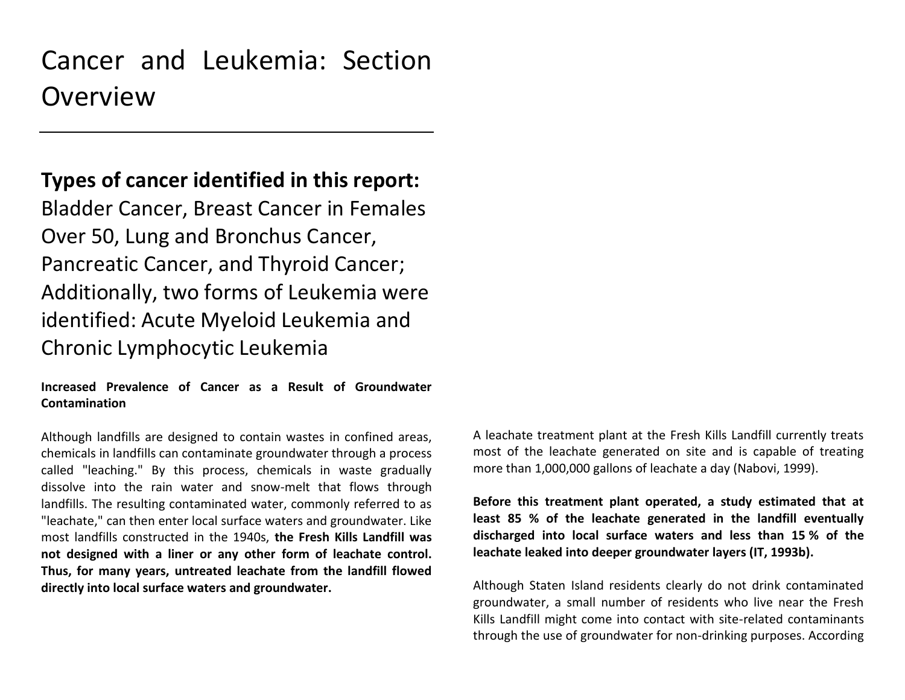# Cancer and Leukemia: Section Overview

## Types of cancer identified in this report:

Bladder Cancer, Breast Cancer in Females Over 50, Lung and Bronchus Cancer, Pancreatic Cancer, and Thyroid Cancer; Additionally, two forms of Leukemia were identified: Acute Myeloid Leukemia and Chronic Lymphocytic Leukemia

### Increased Prevalence of Cancer as a Result of Groundwater Contamination

Although landfills are designed to contain wastes in confined areas, chemicals in landfills can contaminate groundwater through a process called "leaching." By this process, chemicals in waste gradually dissolve into the rain water and snow-melt that flows through landfills. The resulting contaminated water, commonly referred to as "leachate," can then enter local surface waters and groundwater. Like most landfills constructed in the 1940s, **the Fresh Kills Landfill was not designed with a liner or any other form of leachate control. Thus, for many years, untreated leachate from the landfill flowed directly into local surface waters and groundwater.**

A leachate treatment plant at the Fresh Kills Landfill currently treats most of the leachate generated on site and is capable of treating more than 1,000,000 gallons of leachate a day (Nabovi, 1999).

**Before this treatment plant operated, a study estimated that at least 85 % of the leachate generated in the landfill eventually discharged into local surface waters and less than 15 % of the leachate leaked into deeper groundwater layers (IT, 1993b).**

Although Staten Island residents clearly do not drink contaminated groundwater, a small number of residents who live near the Fresh Kills Landfill might come into contact with site-related contaminants through the use of groundwater for non-drinking purposes. According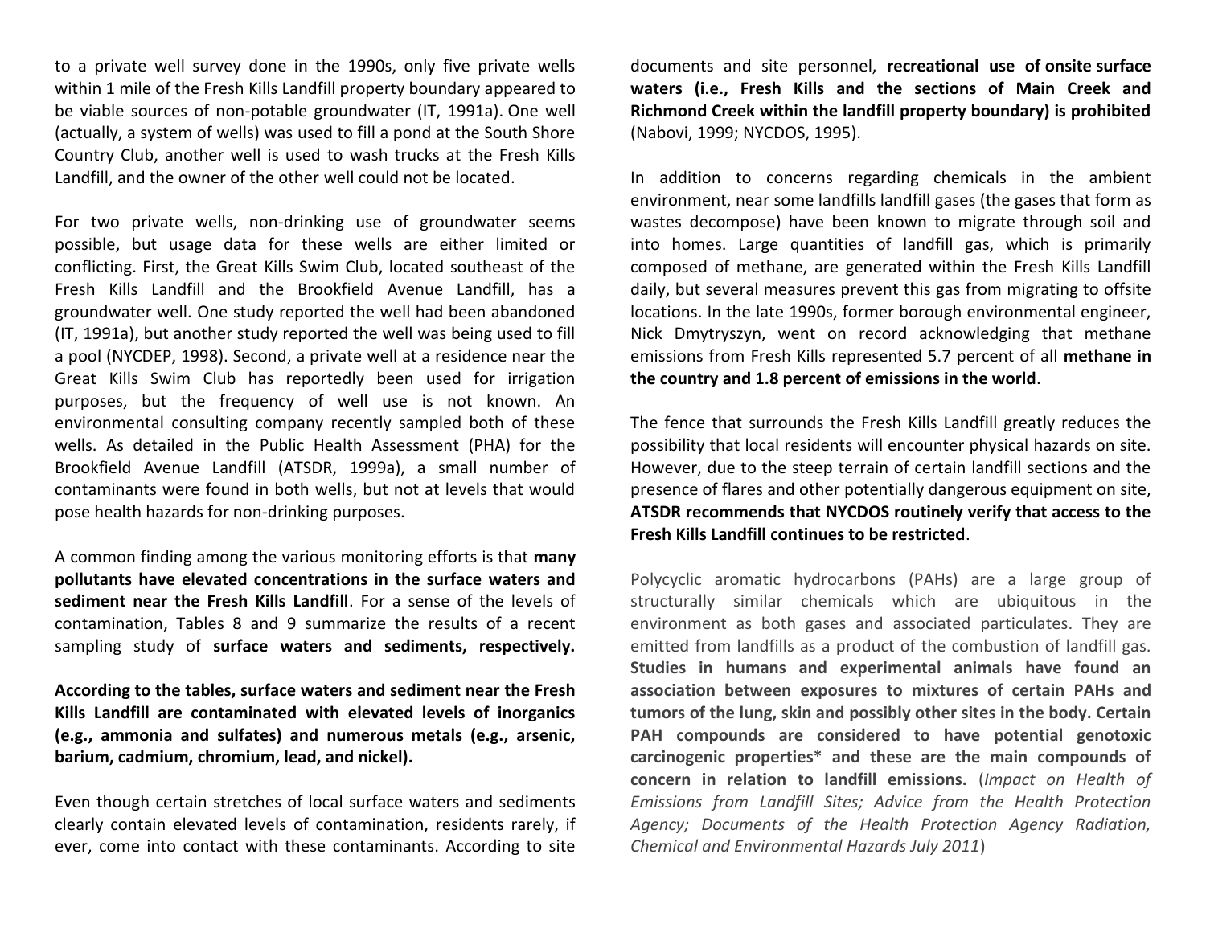to a private well survey done in the 1990s, only five private wells within 1 mile of the Fresh Kills Landfill property boundary appeared to be viable sources of non-potable groundwater (IT, 1991a). One well (actually, a system of wells) was used to fill a pond at the South Shore Country Club, another well is used to wash trucks at the Fresh Kills Landfill, and the owner of the other well could not be located.

For two private wells, non-drinking use of groundwater seems possible, but usage data for these wells are either limited or conflicting. First, the Great Kills Swim Club, located southeast of the Fresh Kills Landfill and the Brookfield Avenue Landfill, has a groundwater well. One study reported the well had been abandoned (IT, 1991a), but another study reported the well was being used to fill a pool (NYCDEP, 1998). Second, a private well at a residence near the Great Kills Swim Club has reportedly been used for irrigation purposes, but the frequency of well use is not known. An environmental consulting company recently sampled both of these wells. As detailed in the Public Health Assessment (PHA) for the Brookfield Avenue Landfill (ATSDR, 1999a), a small number of contaminants were found in both wells, but not at levels that would pose health hazards for non-drinking purposes.

A common finding among the various monitoring efforts is that **many pollutants have elevated concentrations in the surface waters and sediment near the Fresh Kills Landfill**. For a sense of the levels of contamination, Tables 8 and 9 summarize the results of a recent sampling study of **surface waters and sediments, respectively.**

**According to the tables, surface waters and sediment near the Fresh Kills Landfill are contaminated with elevated levels of inorganics (e.g., ammonia and sulfates) and numerous metals (e.g., arsenic, barium, cadmium, chromium, lead, and nickel).**

Even though certain stretches of local surface waters and sediments clearly contain elevated levels of contamination, residents rarely, if ever, come into contact with these contaminants. According to site documents and site personnel, **recreational use of onsite surface waters (i.e., Fresh Kills and the sections of Main Creek and Richmond Creek within the landfill property boundary) is prohibited** (Nabovi, 1999; NYCDOS, 1995).

In addition to concerns regarding chemicals in the ambient environment, near some landfills landfill gases (the gases that form as wastes decompose) have been known to migrate through soil and into homes. Large quantities of landfill gas, which is primarily composed of methane, are generated within the Fresh Kills Landfill daily, but several measures prevent this gas from migrating to offsite locations. In the late 1990s, former borough environmental engineer, Nick Dmytryszyn, went on record acknowledging that methane emissions from Fresh Kills represented 5.7 percent of all **methane in the country and 1.8 percent of emissions in the world**.

The fence that surrounds the Fresh Kills Landfill greatly reduces the possibility that local residents will encounter physical hazards on site. However, due to the steep terrain of certain landfill sections and the presence of flares and other potentially dangerous equipment on site, **ATSDR recommends that NYCDOS routinely verify that access to the Fresh Kills Landfill continues to be restricted**.

Polycyclic aromatic hydrocarbons (PAHs) are a large group of structurally similar chemicals which are ubiquitous in the environment as both gases and associated particulates. They are emitted from landfills as a product of the combustion of landfill gas. **Studies in humans and experimental animals have found an association between exposures to mixtures of certain PAHs and tumors of the lung, skin and possibly other sites in the body. Certain PAH compounds are considered to have potential genotoxic carcinogenic properties* and these are the main compounds of concern in relation to landfill emissions.** (*Impact on Health of Emissions from Landfill Sites; Advice from the Health Protection Agency; Documents of the Health Protection Agency Radiation, Chemical and Environmental Hazards July 2011*)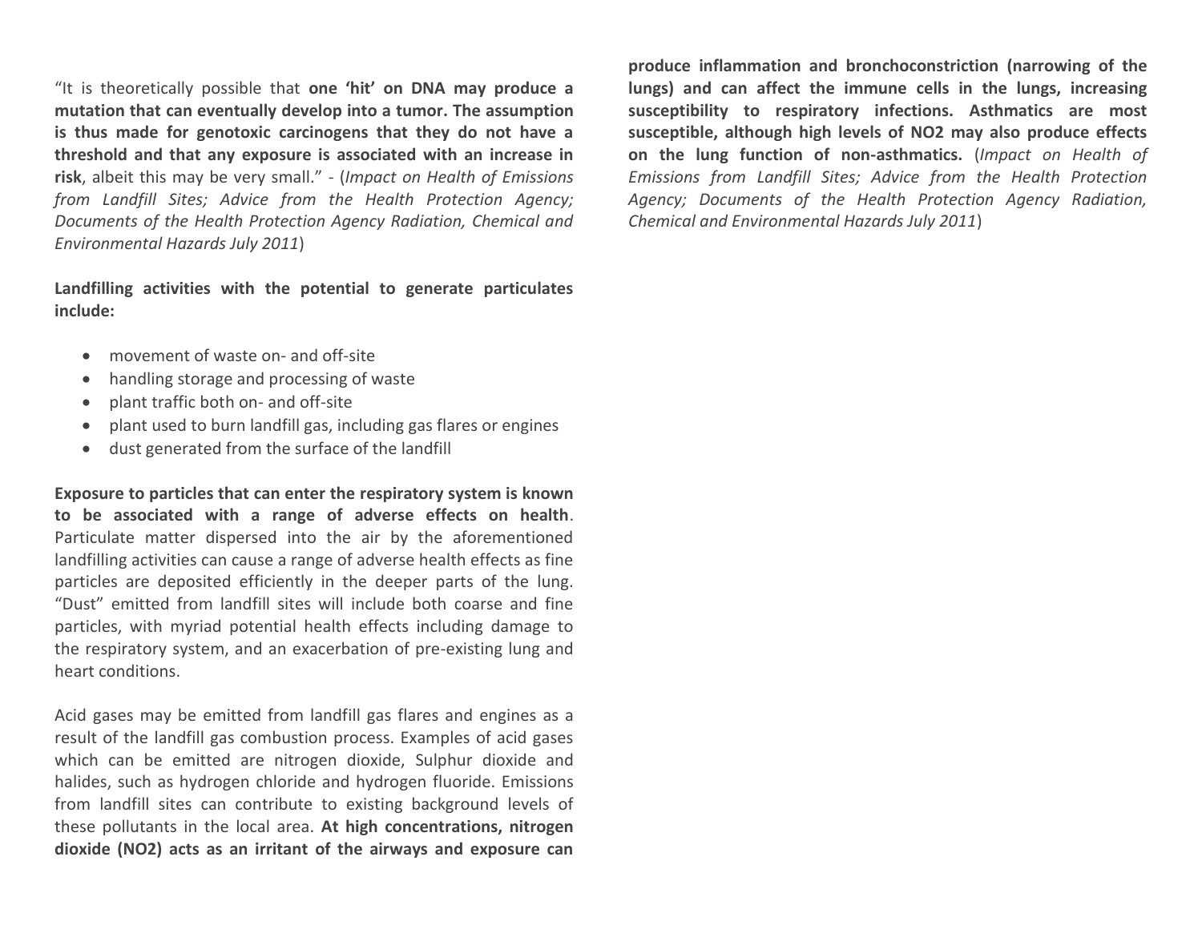"It is theoretically possible that **one 'hit' on DNA may produce a mutation that can eventually develop into a tumor. The assumption is thus made for genotoxic carcinogens that they do not have a threshold and that any exposure is associated with an increase in risk**, albeit this may be very small." - (*Impact on Health of Emissions from Landfill Sites; Advice from the Health Protection Agency; Documents of the Health Protection Agency Radiation, Chemical and Environmental Hazards July 2011*)

**Landfilling activities with the potential to generate particulates include:**

- movement of waste on- and off-site
- handling storage and processing of waste
- plant traffic both on- and off-site
- plant used to burn landfill gas, including gas flares or engines
- dust generated from the surface of the landfill

**Exposure to particles that can enter the respiratory system is known to be associated with a range of adverse effects on health**. Particulate matter dispersed into the air by the aforementioned landfilling activities can cause a range of adverse health effects as fine particles are deposited efficiently in the deeper parts of the lung. "Dust" emitted from landfill sites will include both coarse and fine particles, with myriad potential health effects including damage to the respiratory system, and an exacerbation of pre-existing lung and heart conditions.

Acid gases may be emitted from landfill gas flares and engines as a result of the landfill gas combustion process. Examples of acid gases which can be emitted are nitrogen dioxide, Sulphur dioxide and halides, such as hydrogen chloride and hydrogen fluoride. Emissions from landfill sites can contribute to existing background levels of these pollutants in the local area. **At high concentrations, nitrogen dioxide ($NO_2$) acts as an irritant of the airways and exposure can produce inflammation and bronchoconstriction (narrowing of the lungs) and can affect the immune cells in the lungs, increasing susceptibility to respiratory infections. Asthmatics are most susceptible, although high levels of $NO_2$ may also produce effects on the lung function of non-asthmatics.** (*Impact on Health of Emissions from Landfill Sites; Advice from the Health Protection Agency; Documents of the Health Protection Agency Radiation, Chemical and Environmental Hazards July 2011*)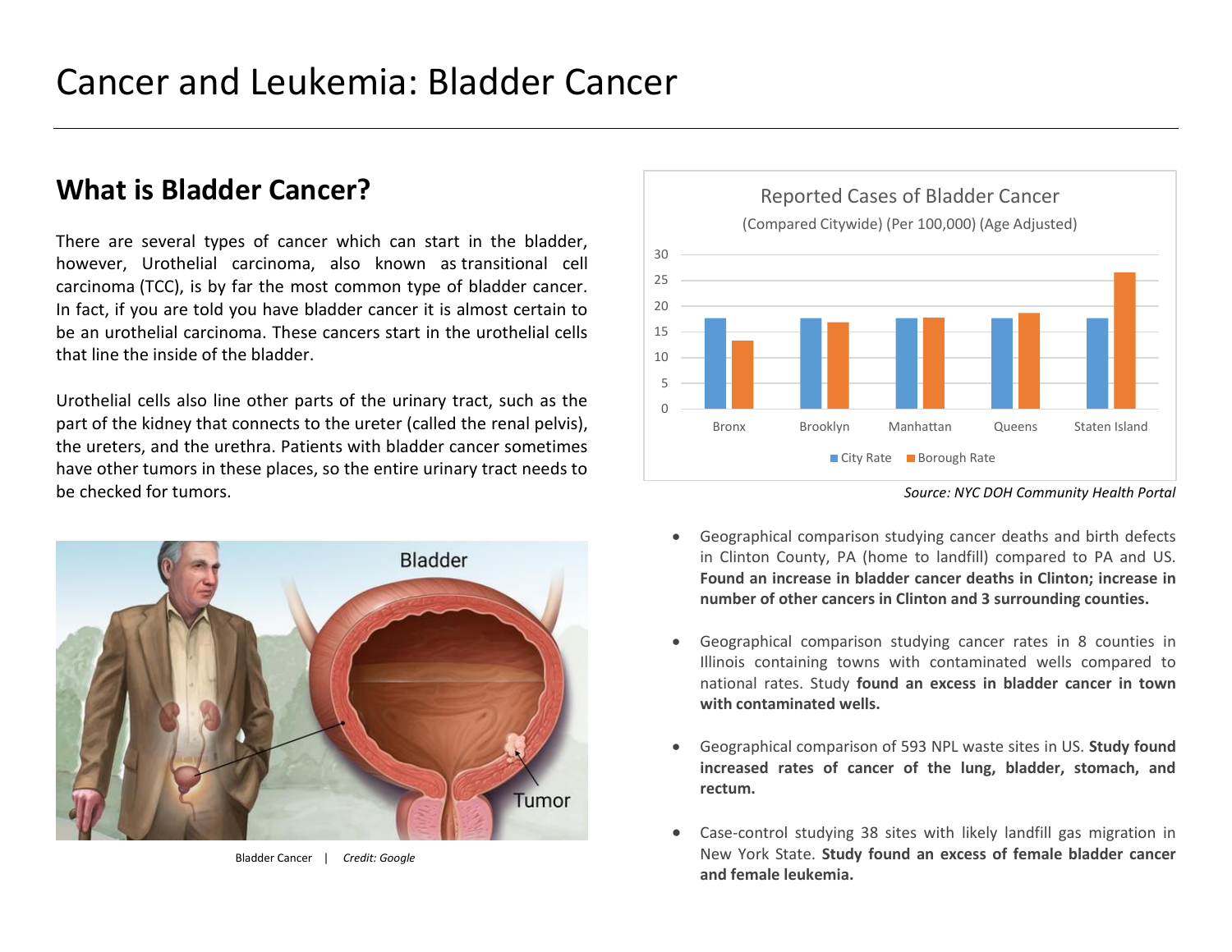# Cancer and Leukemia: Bladder Cancer

## What is Bladder Cancer?

There are several types of cancer which can start in the bladder, however, Urothelial carcinoma, also known as transitional cell carcinoma (TCC), is by far the most common type of bladder cancer. In fact, if you are told you have bladder cancer it is almost certain to be an urothelial carcinoma. These cancers start in the urothelial cells that line the inside of the bladder.

Urothelial cells also line other parts of the urinary tract, such as the part of the kidney that connects to the ureter (called the renal pelvis), the ureters, and the urethra. Patients with bladder cancer sometimes have other tumors in these places, so the entire urinary tract needs to be checked for tumors.

Bladder Cancer | *Credit: Google*

Reported Cases of Bladder Cancer

(Compared Citywide) (Per 100,000) (Age Adjusted)

*Source: NYC DOH Community Health Portal*

- Geographical comparison studying cancer deaths and birth defects in Clinton County, PA (home to landfill) compared to PA and US. **Found an increase in bladder cancer deaths in Clinton; increase in number of other cancers in Clinton and 3 surrounding counties.**

- Geographical comparison studying cancer rates in 8 counties in Illinois containing towns with contaminated wells compared to national rates. Study **found an excess in bladder cancer in town with contaminated wells.**

- Geographical comparison of 593 NPL waste sites in US. **Study found increased rates of cancer of the lung, bladder, stomach, and rectum.**

- Case-control studying 38 sites with likely landfill gas migration in New York State. **Study found an excess of female bladder cancer and female leukemia.**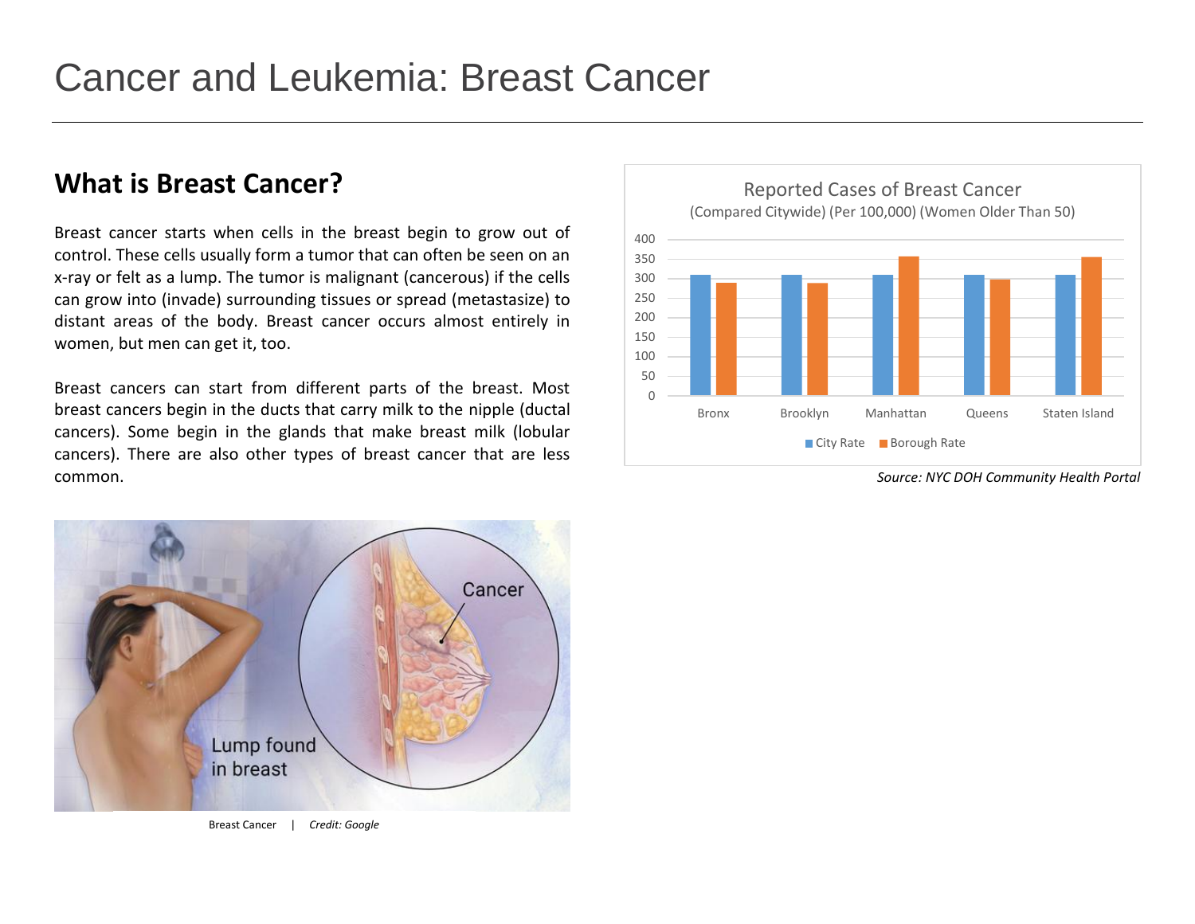# Cancer and Leukemia: Breast Cancer

## What is Breast Cancer?

Breast cancer starts when cells in the breast begin to grow out of control. These cells usually form a tumor that can often be seen on an x-ray or felt as a lump. The tumor is malignant (cancerous) if the cells can grow into (invade) surrounding tissues or spread (metastasize) to distant areas of the body. Breast cancer occurs almost entirely in women, but men can get it, too.

Breast cancers can start from different parts of the breast. Most breast cancers begin in the ducts that carry milk to the nipple (ductal cancers). Some begin in the glands that make breast milk (lobular cancers). There are also other types of breast cancer that are less common.

Reported Cases of Breast Cancer
(Compared Citywide) (Per 100,000) (Women Older Than 50)

| Borough | City Rate | Borough Rate |
| --- | --- | --- |
| Bronx | ~310 | ~288 |
| Brooklyn | ~310 | ~287 |
| Manhattan | ~310 | ~355 |
| Queens | ~310 | ~297 |
| Staten Island | ~310 | ~354 |

*Source: NYC DOH Community Health Portal*

Breast Cancer | *Credit: Google*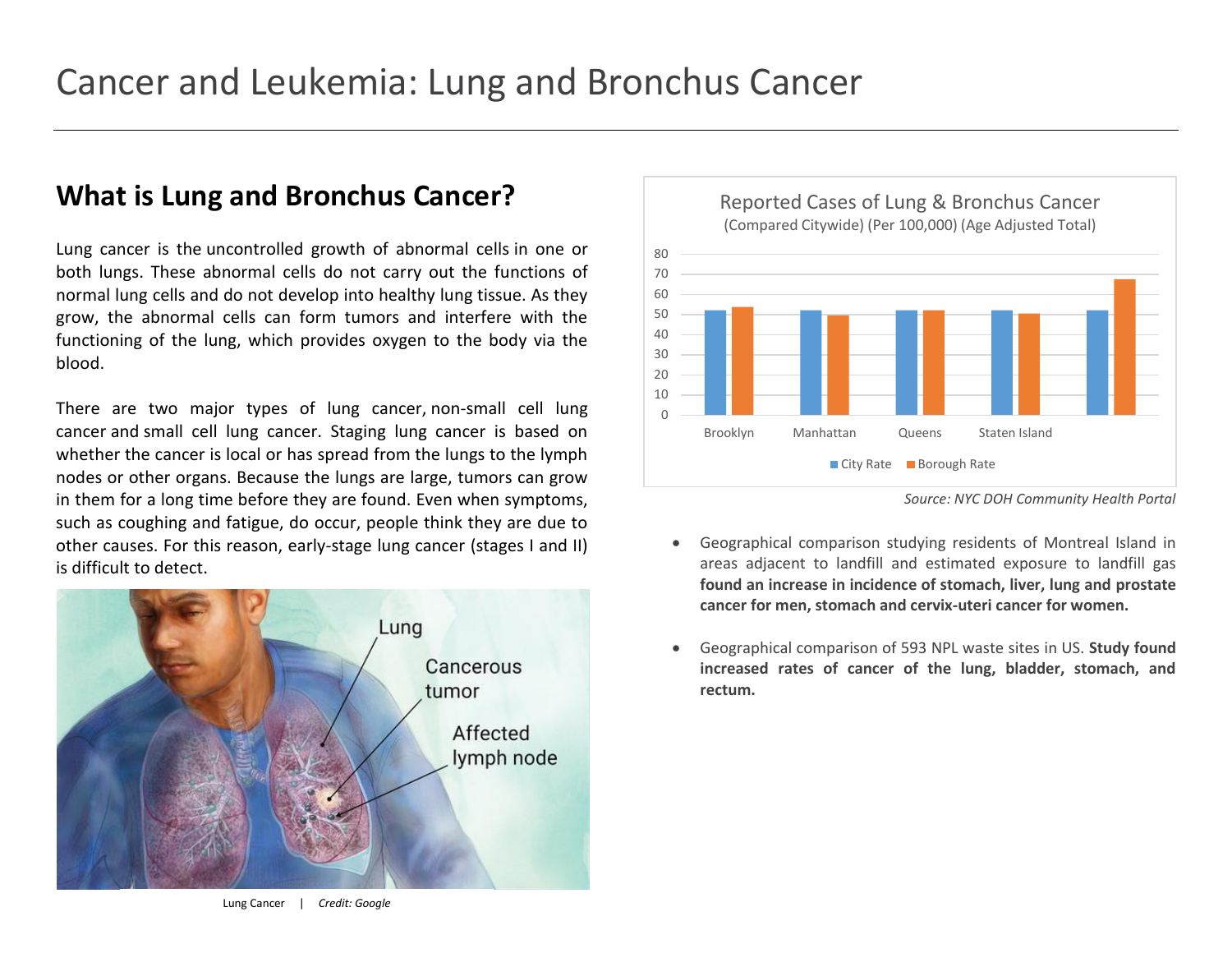# Cancer and Leukemia: Lung and Bronchus Cancer

## What is Lung and Bronchus Cancer?

Lung cancer is the uncontrolled growth of abnormal cells in one or both lungs. These abnormal cells do not carry out the functions of normal lung cells and do not develop into healthy lung tissue. As they grow, the abnormal cells can form tumors and interfere with the functioning of the lung, which provides oxygen to the body via the blood.

There are two major types of lung cancer, non-small cell lung cancer and small cell lung cancer. Staging lung cancer is based on whether the cancer is local or has spread from the lungs to the lymph nodes or other organs. Because the lungs are large, tumors can grow in them for a long time before they are found. Even when symptoms, such as coughing and fatigue, do occur, people think they are due to other causes. For this reason, early-stage lung cancer (stages I and II) is difficult to detect.

Lung Cancer | *Credit: Google*

**Reported Cases of Lung & Bronchus Cancer**
(Compared Citywide) (Per 100,000) (Age Adjusted Total)

*Source: NYC DOH Community Health Portal*

- Geographical comparison studying residents of Montreal Island in areas adjacent to landfill and estimated exposure to landfill gas **found an increase in incidence of stomach, liver, lung and prostate cancer for men, stomach and cervix-uteri cancer for women.**
- Geographical comparison of 593 NPL waste sites in US. **Study found increased rates of cancer of the lung, bladder, stomach, and rectum.**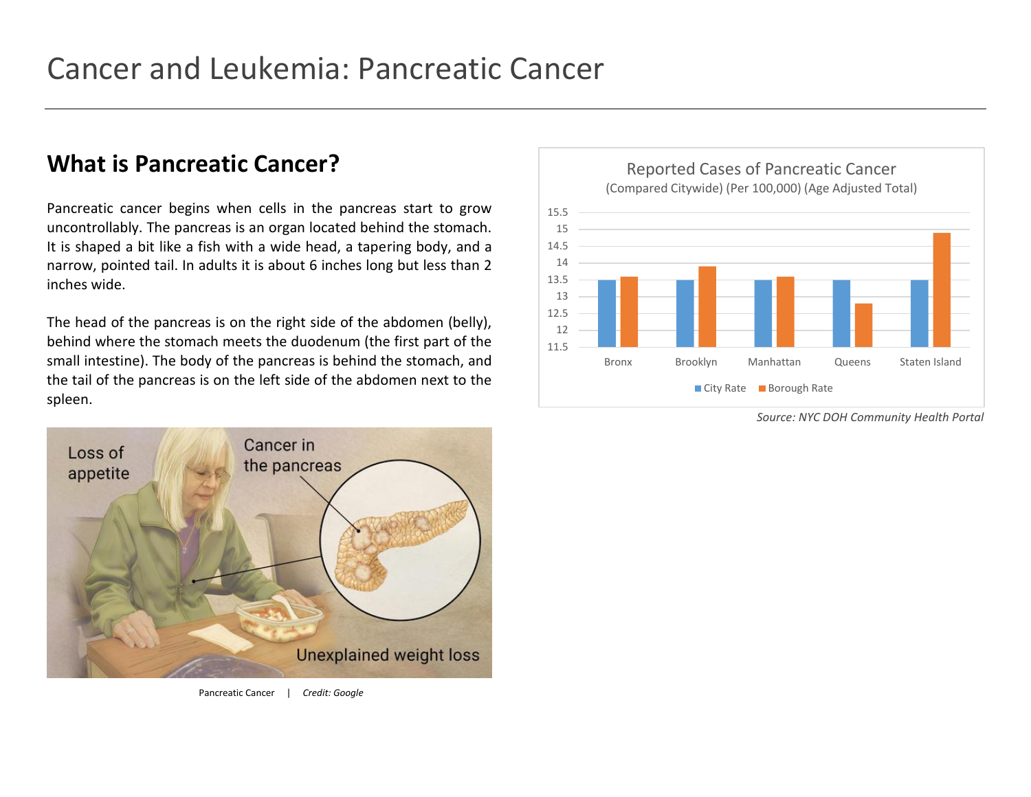# Cancer and Leukemia: Pancreatic Cancer

## What is Pancreatic Cancer?

Pancreatic cancer begins when cells in the pancreas start to grow uncontrollably. The pancreas is an organ located behind the stomach. It is shaped a bit like a fish with a wide head, a tapering body, and a narrow, pointed tail. In adults it is about 6 inches long but less than 2 inches wide.

The head of the pancreas is on the right side of the abdomen (belly), behind where the stomach meets the duodenum (the first part of the small intestine). The body of the pancreas is behind the stomach, and the tail of the pancreas is on the left side of the abdomen next to the spleen.

Loss of appetite

Cancer in the pancreas

Unexplained weight loss

Pancreatic Cancer | *Credit: Google*

**Reported Cases of Pancreatic Cancer**
(Compared Citywide) (Per 100,000) (Age Adjusted Total)

| Borough | City Rate | Borough Rate |
| --- | --- | --- |
| Bronx | 13.5 | 13.6 |
| Brooklyn | 13.5 | 13.9 |
| Manhattan | 13.5 | 13.6 |
| Queens | 13.5 | 12.8 |
| Staten Island | 13.5 | 14.9 |

*Source: NYC DOH Community Health Portal*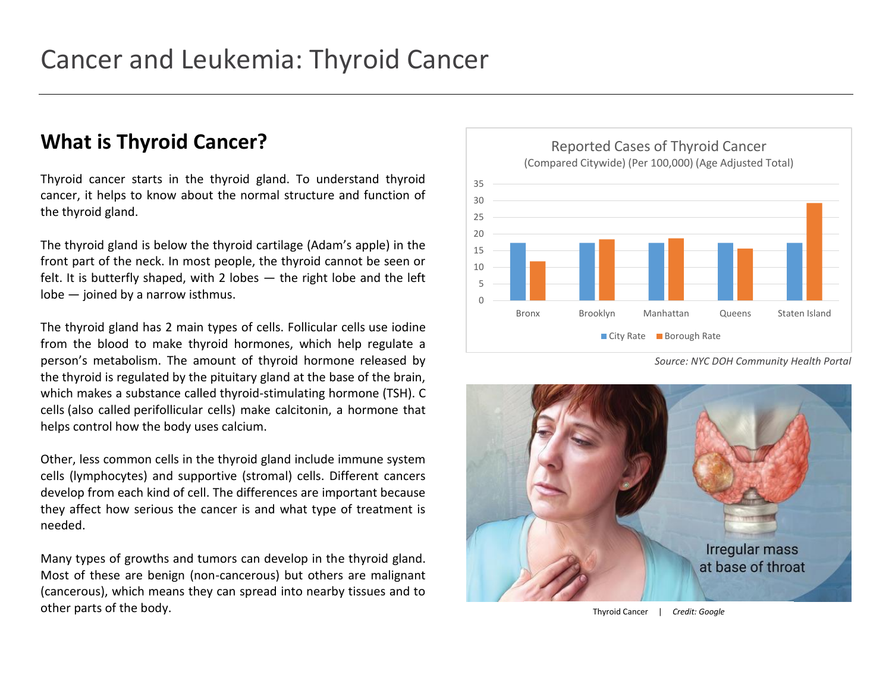# Cancer and Leukemia: Thyroid Cancer

## What is Thyroid Cancer?

Thyroid cancer starts in the thyroid gland. To understand thyroid cancer, it helps to know about the normal structure and function of the thyroid gland.

The thyroid gland is below the thyroid cartilage (Adam's apple) in the front part of the neck. In most people, the thyroid cannot be seen or felt. It is butterfly shaped, with 2 lobes — the right lobe and the left lobe — joined by a narrow isthmus.

The thyroid gland has 2 main types of cells. Follicular cells use iodine from the blood to make thyroid hormones, which help regulate a person's metabolism. The amount of thyroid hormone released by the thyroid is regulated by the pituitary gland at the base of the brain, which makes a substance called thyroid-stimulating hormone (TSH). C cells (also called perifollicular cells) make calcitonin, a hormone that helps control how the body uses calcium.

Other, less common cells in the thyroid gland include immune system cells (lymphocytes) and supportive (stromal) cells. Different cancers develop from each kind of cell. The differences are important because they affect how serious the cancer is and what type of treatment is needed.

Many types of growths and tumors can develop in the thyroid gland. Most of these are benign (non-cancerous) but others are malignant (cancerous), which means they can spread into nearby tissues and to other parts of the body.

**Reported Cases of Thyroid Cancer**
(Compared Citywide) (Per 100,000) (Age Adjusted Total)

*Source: NYC DOH Community Health Portal*

Thyroid Cancer | *Credit: Google*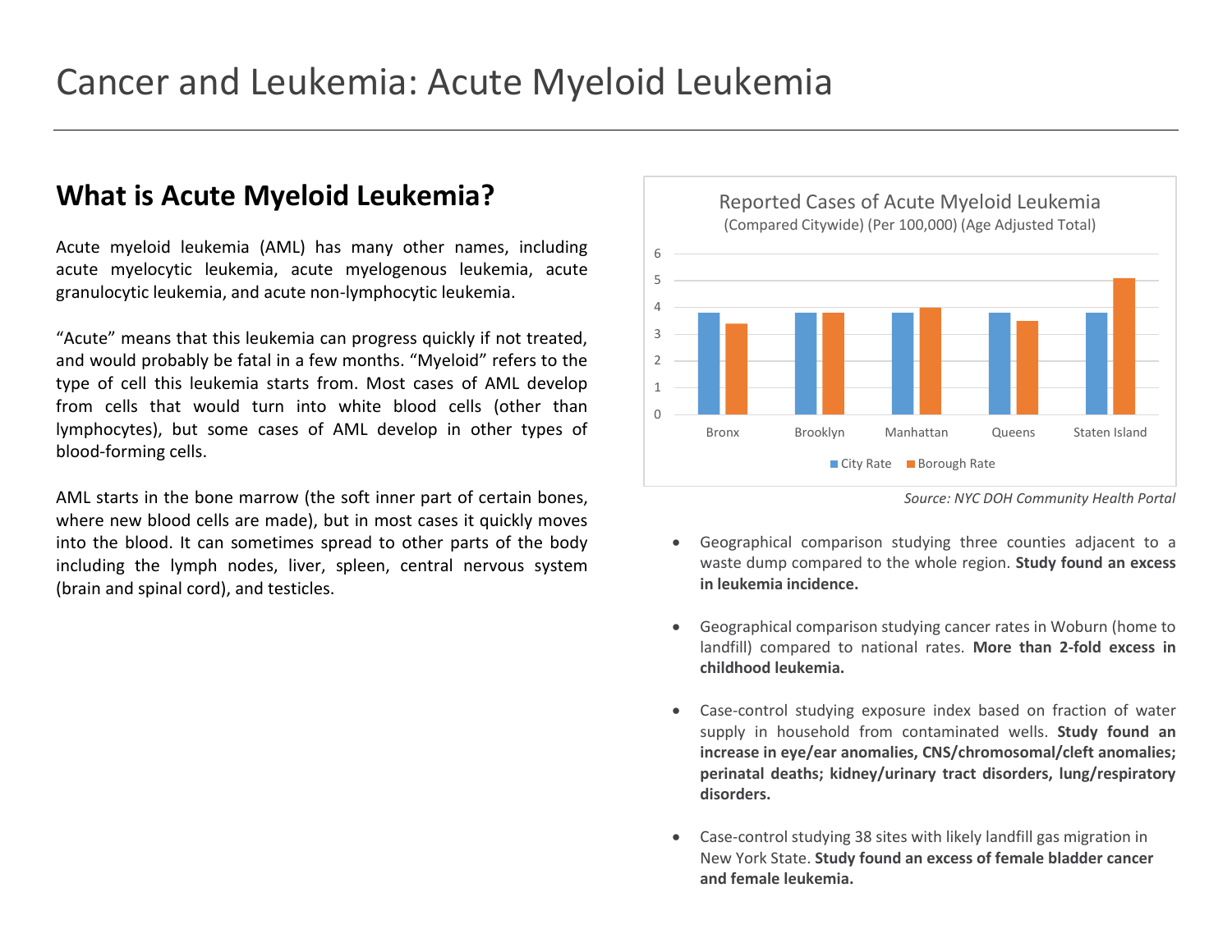# Cancer and Leukemia: Acute Myeloid Leukemia

## What is Acute Myeloid Leukemia?

Acute myeloid leukemia (AML) has many other names, including acute myelocytic leukemia, acute myelogenous leukemia, acute granulocytic leukemia, and acute non-lymphocytic leukemia.

"Acute" means that this leukemia can progress quickly if not treated, and would probably be fatal in a few months. "Myeloid" refers to the type of cell this leukemia starts from. Most cases of AML develop from cells that would turn into white blood cells (other than lymphocytes), but some cases of AML develop in other types of blood-forming cells.

AML starts in the bone marrow (the soft inner part of certain bones, where new blood cells are made), but in most cases it quickly moves into the blood. It can sometimes spread to other parts of the body including the lymph nodes, liver, spleen, central nervous system (brain and spinal cord), and testicles.

Reported Cases of Acute Myeloid Leukemia
(Compared Citywide) (Per 100,000) (Age Adjusted Total)

| | City Rate | Borough Rate |
|---|---|---|
| Bronx | 3.8 | 3.4 |
| Brooklyn | 3.8 | 3.8 |
| Manhattan | 3.8 | 4.0 |
| Queens | 3.8 | 3.5 |
| Staten Island | 3.8 | 5.1 |

*Source: NYC DOH Community Health Portal*

- Geographical comparison studying three counties adjacent to a waste dump compared to the whole region. **Study found an excess in leukemia incidence.**
- Geographical comparison studying cancer rates in Woburn (home to landfill) compared to national rates. **More than 2-fold excess in childhood leukemia.**
- Case-control studying exposure index based on fraction of water supply in household from contaminated wells. **Study found an increase in eye/ear anomalies, CNS/chromosomal/cleft anomalies; perinatal deaths; kidney/urinary tract disorders, lung/respiratory disorders.**
- Case-control studying 38 sites with likely landfill gas migration in New York State. **Study found an excess of female bladder cancer and female leukemia.**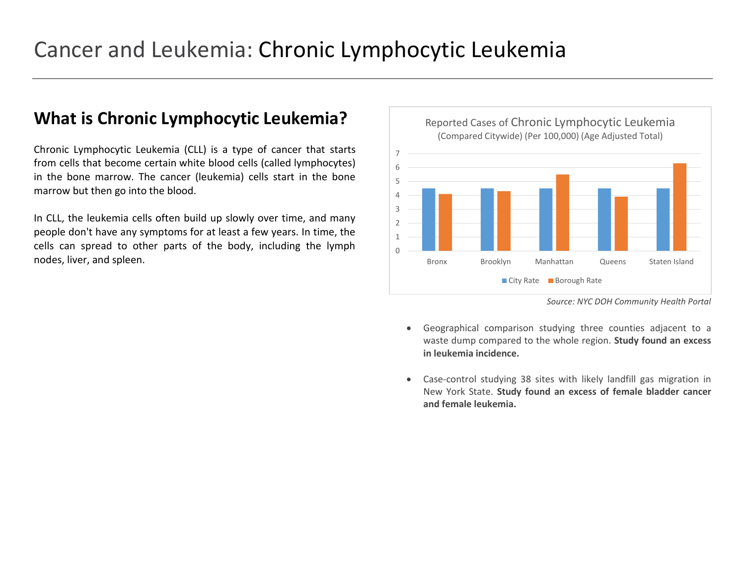# Cancer and Leukemia: Chronic Lymphocytic Leukemia

## What is Chronic Lymphocytic Leukemia?

Chronic Lymphocytic Leukemia (CLL) is a type of cancer that starts from cells that become certain white blood cells (called lymphocytes) in the bone marrow. The cancer (leukemia) cells start in the bone marrow but then go into the blood.

In CLL, the leukemia cells often build up slowly over time, and many people don't have any symptoms for at least a few years. In time, the cells can spread to other parts of the body, including the lymph nodes, liver, and spleen.

Reported Cases of Chronic Lymphocytic Leukemia
(Compared Citywide) (Per 100,000) (Age Adjusted Total)

| | City Rate | Borough Rate |
|---|---|---|
| Bronx | 4.5 | 4.1 |
| Brooklyn | 4.5 | 4.3 |
| Manhattan | 4.5 | 5.5 |
| Queens | 4.5 | 3.9 |
| Staten Island | 4.5 | 6.3 |

*Source: NYC DOH Community Health Portal*

- Geographical comparison studying three counties adjacent to a waste dump compared to the whole region. **Study found an excess in leukemia incidence.**
- Case-control studying 38 sites with likely landfill gas migration in New York State. **Study found an excess of female bladder cancer and female leukemia.**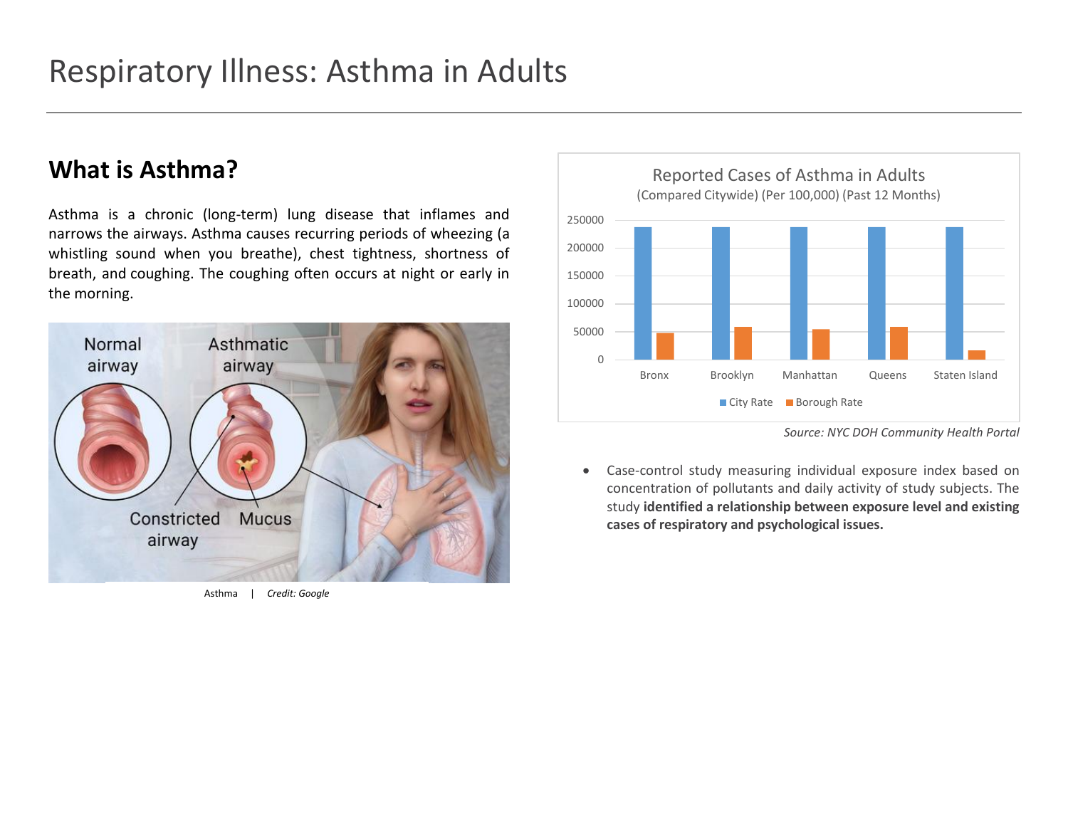# Respiratory Illness: Asthma in Adults

## What is Asthma?

Asthma is a chronic (long-term) lung disease that inflames and narrows the airways. Asthma causes recurring periods of wheezing (a whistling sound when you breathe), chest tightness, shortness of breath, and coughing. The coughing often occurs at night or early in the morning.

Asthma | *Credit: Google*

**Reported Cases of Asthma in Adults**
(Compared Citywide) (Per 100,000) (Past 12 Months)

*Source: NYC DOH Community Health Portal*

- Case-control study measuring individual exposure index based on concentration of pollutants and daily activity of study subjects. The study **identified a relationship between exposure level and existing cases of respiratory and psychological issues.**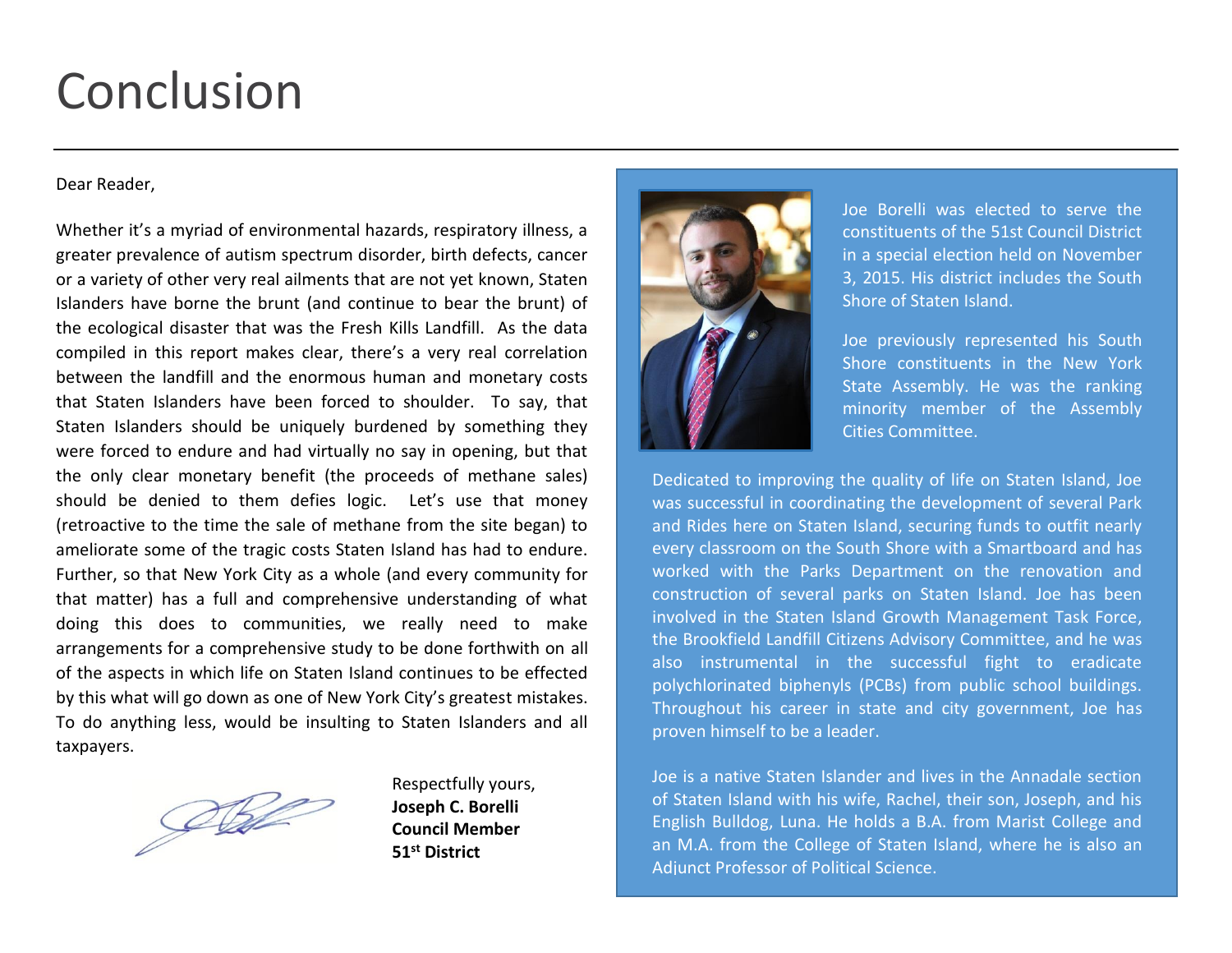# Conclusion

Dear Reader,

Whether it's a myriad of environmental hazards, respiratory illness, a greater prevalence of autism spectrum disorder, birth defects, cancer or a variety of other very real ailments that are not yet known, Staten Islanders have borne the brunt (and continue to bear the brunt) of the ecological disaster that was the Fresh Kills Landfill. As the data compiled in this report makes clear, there's a very real correlation between the landfill and the enormous human and monetary costs that Staten Islanders have been forced to shoulder. To say, that Staten Islanders should be uniquely burdened by something they were forced to endure and had virtually no say in opening, but that the only clear monetary benefit (the proceeds of methane sales) should be denied to them defies logic. Let's use that money (retroactive to the time the sale of methane from the site began) to ameliorate some of the tragic costs Staten Island has had to endure. Further, so that New York City as a whole (and every community for that matter) has a full and comprehensive understanding of what doing this does to communities, we really need to make arrangements for a comprehensive study to be done forthwith on all of the aspects in which life on Staten Island continues to be effected by this what will go down as one of New York City's greatest mistakes. To do anything less, would be insulting to Staten Islanders and all taxpayers.

Respectfully yours,
**Joseph C. Borelli**
**Council Member**
**51st District**

Joe Borelli was elected to serve the constituents of the 51st Council District in a special election held on November 3, 2015. His district includes the South Shore of Staten Island.

Joe previously represented his South Shore constituents in the New York State Assembly. He was the ranking minority member of the Assembly Cities Committee.

Dedicated to improving the quality of life on Staten Island, Joe was successful in coordinating the development of several Park and Rides here on Staten Island, securing funds to outfit nearly every classroom on the South Shore with a Smartboard and has worked with the Parks Department on the renovation and construction of several parks on Staten Island. Joe has been involved in the Staten Island Growth Management Task Force, the Brookfield Landfill Citizens Advisory Committee, and he was also instrumental in the successful fight to eradicate polychlorinated biphenyls (PCBs) from public school buildings. Throughout his career in state and city government, Joe has proven himself to be a leader.

Joe is a native Staten Islander and lives in the Annadale section of Staten Island with his wife, Rachel, their son, Joseph, and his English Bulldog, Luna. He holds a B.A. from Marist College and an M.A. from the College of Staten Island, where he is also an Adjunct Professor of Political Science.